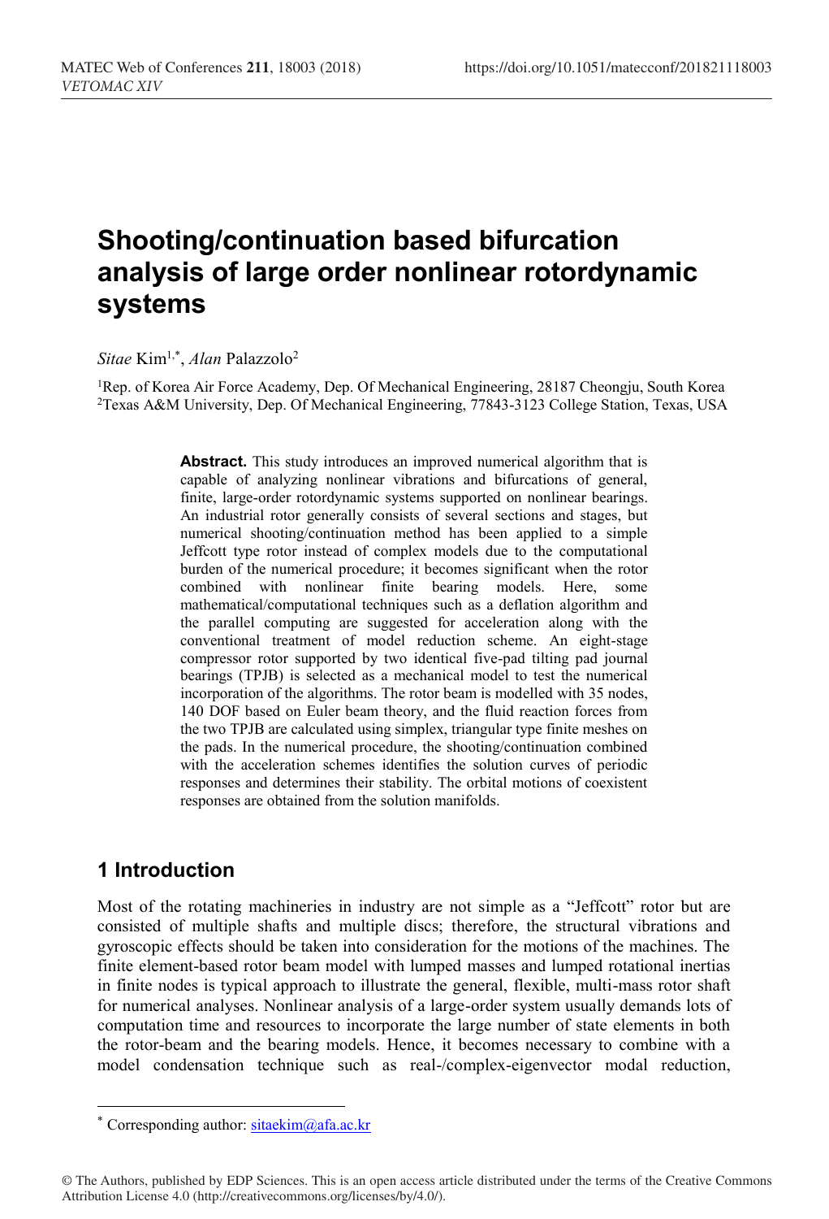# Shooting/continuation based bifurcation analysis of large order nonlinear rotordynamic systems

*Sitae* Kim[1,*], *Alan* Palazzolo[2]

[1]Rep. of Korea Air Force Academy, Dep. Of Mechanical Engineering, 28187 Cheongju, South Korea
[2]Texas A&M University, Dep. Of Mechanical Engineering, 77843-3123 College Station, Texas, USA

**Abstract.** This study introduces an improved numerical algorithm that is capable of analyzing nonlinear vibrations and bifurcations of general, finite, large-order rotordynamic systems supported on nonlinear bearings. An industrial rotor generally consists of several sections and stages, but numerical shooting/continuation method has been applied to a simple Jeffcott type rotor instead of complex models due to the computational burden of the numerical procedure; it becomes significant when the rotor combined with nonlinear finite bearing models. Here, some mathematical/computational techniques such as a deflation algorithm and the parallel computing are suggested for acceleration along with the conventional treatment of model reduction scheme. An eight-stage compressor rotor supported by two identical five-pad tilting pad journal bearings (TPJB) is selected as a mechanical model to test the numerical incorporation of the algorithms. The rotor beam is modelled with 35 nodes, 140 DOF based on Euler beam theory, and the fluid reaction forces from the two TPJB are calculated using simplex, triangular type finite meshes on the pads. In the numerical procedure, the shooting/continuation combined with the acceleration schemes identifies the solution curves of periodic responses and determines their stability. The orbital motions of coexistent responses are obtained from the solution manifolds.

## 1 Introduction

Most of the rotating machineries in industry are not simple as a "Jeffcott" rotor but are consisted of multiple shafts and multiple discs; therefore, the structural vibrations and gyroscopic effects should be taken into consideration for the motions of the machines. The finite element-based rotor beam model with lumped masses and lumped rotational inertias in finite nodes is typical approach to illustrate the general, flexible, multi-mass rotor shaft for numerical analyses. Nonlinear analysis of a large-order system usually demands lots of computation time and resources to incorporate the large number of state elements in both the rotor-beam and the bearing models. Hence, it becomes necessary to combine with a model condensation technique such as real-/complex-eigenvector modal reduction,

* Corresponding author: sitaekim@afa.ac.kr

© The Authors, published by EDP Sciences. This is an open access article distributed under the terms of the Creative Commons Attribution License 4.0 (http://creativecommons.org/licenses/by/4.0/).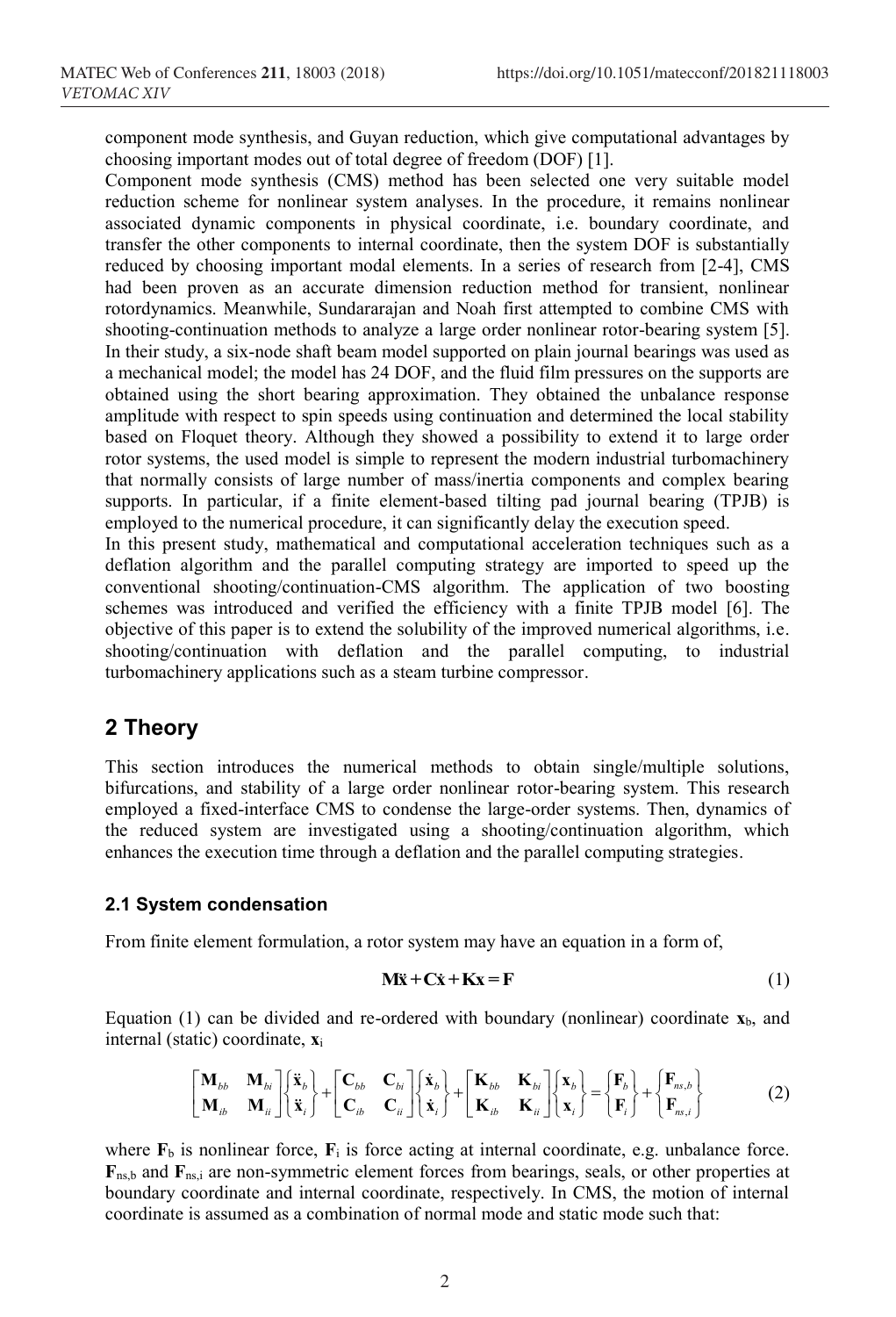component mode synthesis, and Guyan reduction, which give computational advantages by choosing important modes out of total degree of freedom (DOF) [1].

Component mode synthesis (CMS) method has been selected one very suitable model reduction scheme for nonlinear system analyses. In the procedure, it remains nonlinear associated dynamic components in physical coordinate, i.e. boundary coordinate, and transfer the other components to internal coordinate, then the system DOF is substantially reduced by choosing important modal elements. In a series of research from [2-4], CMS had been proven as an accurate dimension reduction method for transient, nonlinear rotordynamics. Meanwhile, Sundararajan and Noah first attempted to combine CMS with shooting-continuation methods to analyze a large order nonlinear rotor-bearing system [5]. In their study, a six-node shaft beam model supported on plain journal bearings was used as a mechanical model; the model has 24 DOF, and the fluid film pressures on the supports are obtained using the short bearing approximation. They obtained the unbalance response amplitude with respect to spin speeds using continuation and determined the local stability based on Floquet theory. Although they showed a possibility to extend it to large order rotor systems, the used model is simple to represent the modern industrial turbomachinery that normally consists of large number of mass/inertia components and complex bearing supports. In particular, if a finite element-based tilting pad journal bearing (TPJB) is employed to the numerical procedure, it can significantly delay the execution speed.

In this present study, mathematical and computational acceleration techniques such as a deflation algorithm and the parallel computing strategy are imported to speed up the conventional shooting/continuation-CMS algorithm. The application of two boosting schemes was introduced and verified the efficiency with a finite TPJB model [6]. The objective of this paper is to extend the solubility of the improved numerical algorithms, i.e. shooting/continuation with deflation and the parallel computing, to industrial turbomachinery applications such as a steam turbine compressor.

## 2 Theory

This section introduces the numerical methods to obtain single/multiple solutions, bifurcations, and stability of a large order nonlinear rotor-bearing system. This research employed a fixed-interface CMS to condense the large-order systems. Then, dynamics of the reduced system are investigated using a shooting/continuation algorithm, which enhances the execution time through a deflation and the parallel computing strategies.

### 2.1 System condensation

From finite element formulation, a rotor system may have an equation in a form of,

$$\mathbf{M}\ddot{\mathbf{x}} + \mathbf{C}\dot{\mathbf{x}} + \mathbf{K}\mathbf{x} = \mathbf{F} \tag{1}$$

Equation (1) can be divided and re-ordered with boundary (nonlinear) coordinate $\mathbf{x}_b$, and internal (static) coordinate, $\mathbf{x}_i$

$$\begin{bmatrix} \mathbf{M}_{bb} & \mathbf{M}_{bi} \\ \mathbf{M}_{ib} & \mathbf{M}_{ii} \end{bmatrix} \begin{Bmatrix} \ddot{\mathbf{x}}_b \\ \ddot{\mathbf{x}}_i \end{Bmatrix} + \begin{bmatrix} \mathbf{C}_{bb} & \mathbf{C}_{bi} \\ \mathbf{C}_{ib} & \mathbf{C}_{ii} \end{bmatrix} \begin{Bmatrix} \dot{\mathbf{x}}_b \\ \dot{\mathbf{x}}_i \end{Bmatrix} + \begin{bmatrix} \mathbf{K}_{bb} & \mathbf{K}_{bi} \\ \mathbf{K}_{ib} & \mathbf{K}_{ii} \end{bmatrix} \begin{Bmatrix} \mathbf{x}_b \\ \mathbf{x}_i \end{Bmatrix} = \begin{Bmatrix} \mathbf{F}_b \\ \mathbf{F}_i \end{Bmatrix} + \begin{Bmatrix} \mathbf{F}_{ns,b} \\ \mathbf{F}_{ns,i} \end{Bmatrix} \tag{2}$$

where $\mathbf{F}_b$ is nonlinear force, $\mathbf{F}_i$ is force acting at internal coordinate, e.g. unbalance force. $\mathbf{F}_{ns,b}$ and $\mathbf{F}_{ns,i}$ are non-symmetric element forces from bearings, seals, or other properties at boundary coordinate and internal coordinate, respectively. In CMS, the motion of internal coordinate is assumed as a combination of normal mode and static mode such that: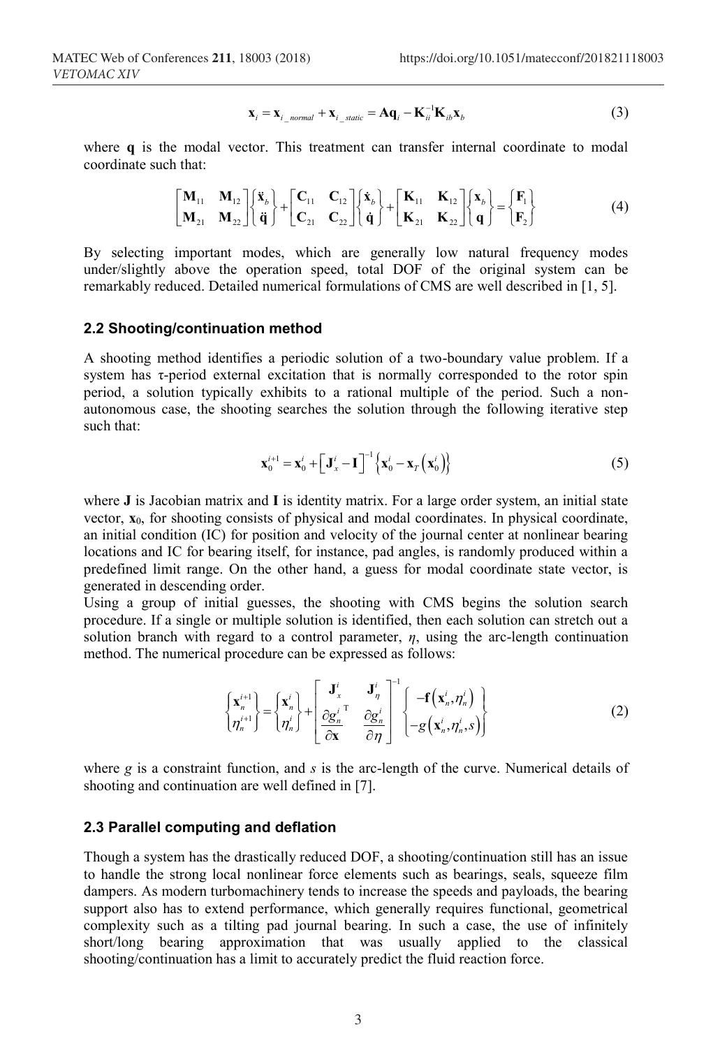$$\mathbf{x}_i = \mathbf{x}_{i\_normal} + \mathbf{x}_{i\_static} = \mathbf{A}\mathbf{q}_i - \mathbf{K}_{ii}^{-1}\mathbf{K}_{ib}\mathbf{x}_b \tag{3}$$

where $\mathbf{q}$ is the modal vector. This treatment can transfer internal coordinate to modal coordinate such that:

$$\begin{bmatrix} \mathbf{M}_{11} & \mathbf{M}_{12} \\ \mathbf{M}_{21} & \mathbf{M}_{22} \end{bmatrix} \begin{Bmatrix} \ddot{\mathbf{x}}_b \\ \ddot{\mathbf{q}} \end{Bmatrix} + \begin{bmatrix} \mathbf{C}_{11} & \mathbf{C}_{12} \\ \mathbf{C}_{21} & \mathbf{C}_{22} \end{bmatrix} \begin{Bmatrix} \dot{\mathbf{x}}_b \\ \dot{\mathbf{q}} \end{Bmatrix} + \begin{bmatrix} \mathbf{K}_{11} & \mathbf{K}_{12} \\ \mathbf{K}_{21} & \mathbf{K}_{22} \end{bmatrix} \begin{Bmatrix} \mathbf{x}_b \\ \mathbf{q} \end{Bmatrix} = \begin{Bmatrix} \mathbf{F}_1 \\ \mathbf{F}_2 \end{Bmatrix} \tag{4}$$

By selecting important modes, which are generally low natural frequency modes under/slightly above the operation speed, total DOF of the original system can be remarkably reduced. Detailed numerical formulations of CMS are well described in [1, 5].

### 2.2 Shooting/continuation method

A shooting method identifies a periodic solution of a two-boundary value problem. If a system has τ-period external excitation that is normally corresponded to the rotor spin period, a solution typically exhibits to a rational multiple of the period. Such a non-autonomous case, the shooting searches the solution through the following iterative step such that:

$$\mathbf{x}_0^{i+1} = \mathbf{x}_0^i + \left[\mathbf{J}_x^i - \mathbf{I}\right]^{-1} \left\{\mathbf{x}_0^i - \mathbf{x}_T\left(\mathbf{x}_0^i\right)\right\} \tag{5}$$

where $\mathbf{J}$ is Jacobian matrix and $\mathbf{I}$ is identity matrix. For a large order system, an initial state vector, $\mathbf{x}_0$, for shooting consists of physical and modal coordinates. In physical coordinate, an initial condition (IC) for position and velocity of the journal center at nonlinear bearing locations and IC for bearing itself, for instance, pad angles, is randomly produced within a predefined limit range. On the other hand, a guess for modal coordinate state vector, is generated in descending order.

Using a group of initial guesses, the shooting with CMS begins the solution search procedure. If a single or multiple solution is identified, then each solution can stretch out a solution branch with regard to a control parameter, $\eta$, using the arc-length continuation method. The numerical procedure can be expressed as follows:

$$\begin{Bmatrix} \mathbf{x}_n^{i+1} \\ \eta_n^{i+1} \end{Bmatrix} = \begin{Bmatrix} \mathbf{x}_n^i \\ \eta_n^i \end{Bmatrix} + \begin{bmatrix} \mathbf{J}_x^i & \mathbf{J}_\eta^i \\ \dfrac{\partial g_n^i}{\partial \mathbf{x}}^{\mathrm{T}} & \dfrac{\partial g_n^i}{\partial \eta} \end{bmatrix}^{-1} \begin{Bmatrix} -\mathbf{f}\left(\mathbf{x}_n^i, \eta_n^i\right) \\ -g\left(\mathbf{x}_n^i, \eta_n^i, s\right) \end{Bmatrix} \tag{2}$$

where $g$ is a constraint function, and $s$ is the arc-length of the curve. Numerical details of shooting and continuation are well defined in [7].

### 2.3 Parallel computing and deflation

Though a system has the drastically reduced DOF, a shooting/continuation still has an issue to handle the strong local nonlinear force elements such as bearings, seals, squeeze film dampers. As modern turbomachinery tends to increase the speeds and payloads, the bearing support also has to extend performance, which generally requires functional, geometrical complexity such as a tilting pad journal bearing. In such a case, the use of infinitely short/long bearing approximation that was usually applied to the classical shooting/continuation has a limit to accurately predict the fluid reaction force.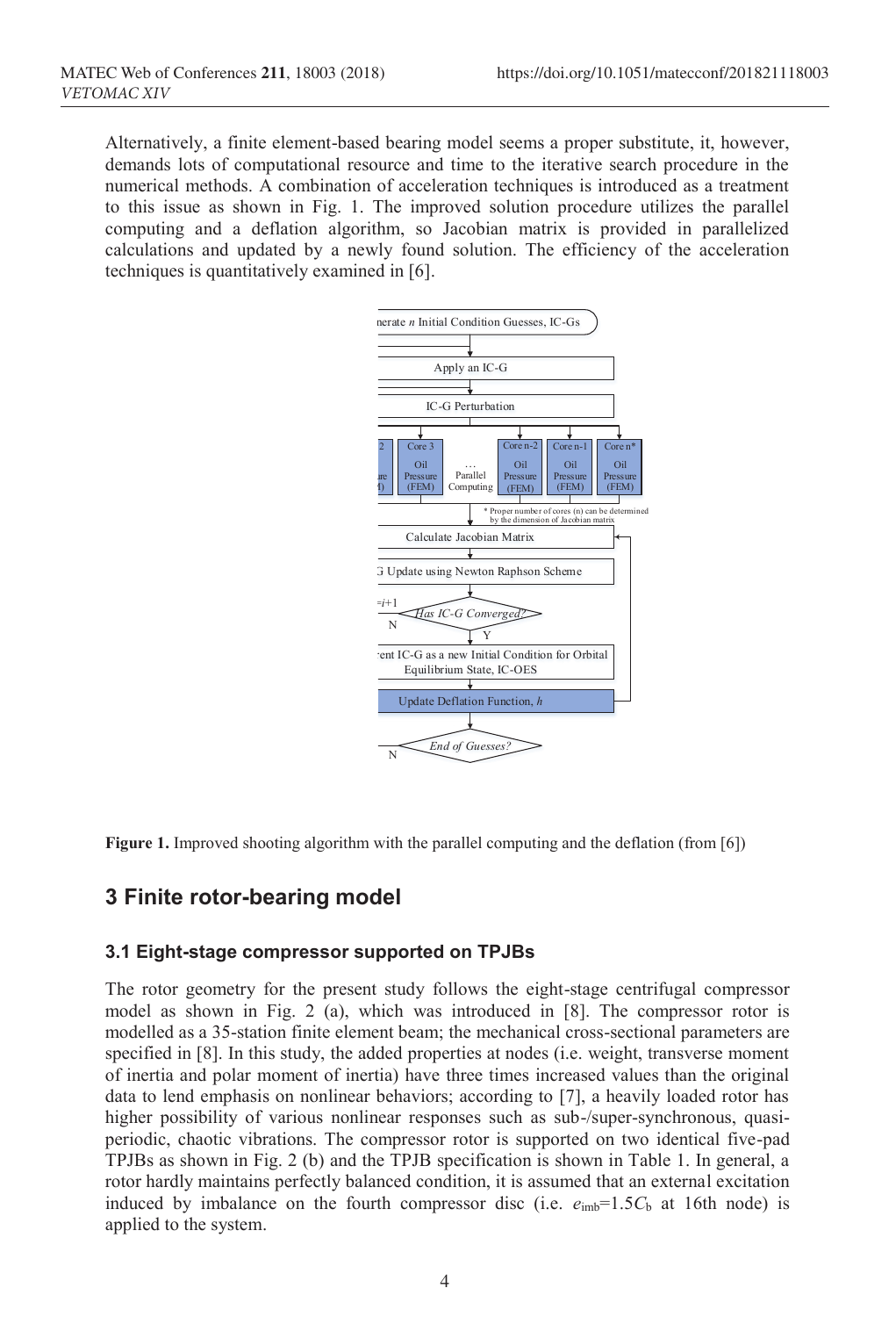Alternatively, a finite element-based bearing model seems a proper substitute, it, however, demands lots of computational resource and time to the iterative search procedure in the numerical methods. A combination of acceleration techniques is introduced as a treatment to this issue as shown in Fig. 1. The improved solution procedure utilizes the parallel computing and a deflation algorithm, so Jacobian matrix is provided in parallelized calculations and updated by a newly found solution. The efficiency of the acceleration techniques is quantitatively examined in [6].

**Figure 1.** Improved shooting algorithm with the parallel computing and the deflation (from [6])

## 3 Finite rotor-bearing model

### 3.1 Eight-stage compressor supported on TPJBs

The rotor geometry for the present study follows the eight-stage centrifugal compressor model as shown in Fig. 2 (a), which was introduced in [8]. The compressor rotor is modelled as a 35-station finite element beam; the mechanical cross-sectional parameters are specified in [8]. In this study, the added properties at nodes (i.e. weight, transverse moment of inertia and polar moment of inertia) have three times increased values than the original data to lend emphasis on nonlinear behaviors; according to [7], a heavily loaded rotor has higher possibility of various nonlinear responses such as sub-/super-synchronous, quasi-periodic, chaotic vibrations. The compressor rotor is supported on two identical five-pad TPJBs as shown in Fig. 2 (b) and the TPJB specification is shown in Table 1. In general, a rotor hardly maintains perfectly balanced condition, it is assumed that an external excitation induced by imbalance on the fourth compressor disc (i.e. $e_{\mathrm{imb}}=1.5C_{\mathrm{b}}$ at 16th node) is applied to the system.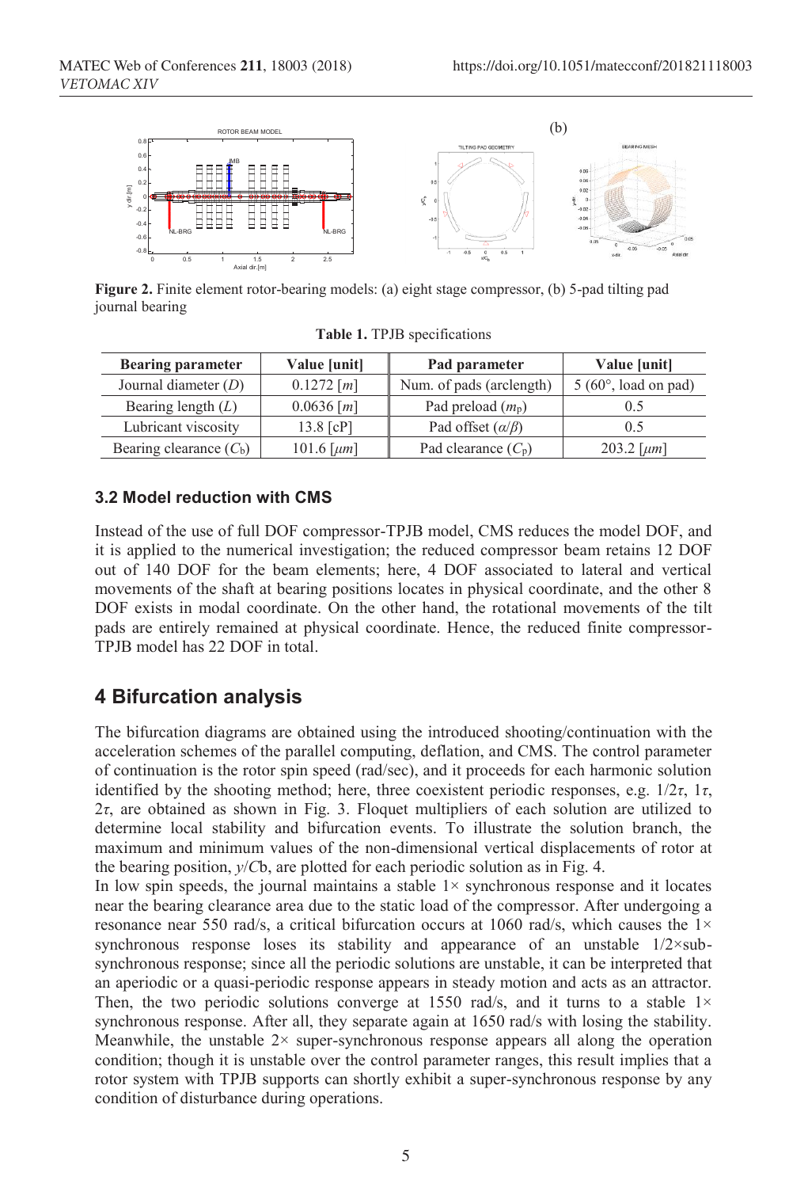**Figure 2.** Finite element rotor-bearing models: (a) eight stage compressor, (b) 5-pad tilting pad journal bearing

**Table 1.** TPJB specifications

| Bearing parameter | Value [unit] | Pad parameter | Value [unit] |
|---|---|---|---|
| Journal diameter ($D$) | 0.1272 [$m$] | Num. of pads (arclength) | 5 (60°, load on pad) |
| Bearing length ($L$) | 0.0636 [$m$] | Pad preload ($m_p$) | 0.5 |
| Lubricant viscosity | 13.8 [cP] | Pad offset ($\alpha/\beta$) | 0.5 |
| Bearing clearance ($C_b$) | 101.6 [$\mu m$] | Pad clearance ($C_p$) | 203.2 [$\mu m$] |

### 3.2 Model reduction with CMS

Instead of the use of full DOF compressor-TPJB model, CMS reduces the model DOF, and it is applied to the numerical investigation; the reduced compressor beam retains 12 DOF out of 140 DOF for the beam elements; here, 4 DOF associated to lateral and vertical movements of the shaft at bearing positions locates in physical coordinate, and the other 8 DOF exists in modal coordinate. On the other hand, the rotational movements of the tilt pads are entirely remained at physical coordinate. Hence, the reduced finite compressor-TPJB model has 22 DOF in total.

## 4 Bifurcation analysis

The bifurcation diagrams are obtained using the introduced shooting/continuation with the acceleration schemes of the parallel computing, deflation, and CMS. The control parameter of continuation is the rotor spin speed (rad/sec), and it proceeds for each harmonic solution identified by the shooting method; here, three coexistent periodic responses, e.g. $1/2\tau$, $1\tau$, $2\tau$, are obtained as shown in Fig. 3. Floquet multipliers of each solution are utilized to determine local stability and bifurcation events. To illustrate the solution branch, the maximum and minimum values of the non-dimensional vertical displacements of rotor at the bearing position, $y/C$b, are plotted for each periodic solution as in Fig. 4.

In low spin speeds, the journal maintains a stable 1× synchronous response and it locates near the bearing clearance area due to the static load of the compressor. After undergoing a resonance near 550 rad/s, a critical bifurcation occurs at 1060 rad/s, which causes the 1× synchronous response loses its stability and appearance of an unstable 1/2×sub-synchronous response; since all the periodic solutions are unstable, it can be interpreted that an aperiodic or a quasi-periodic response appears in steady motion and acts as an attractor. Then, the two periodic solutions converge at 1550 rad/s, and it turns to a stable 1× synchronous response. After all, they separate again at 1650 rad/s with losing the stability. Meanwhile, the unstable 2× super-synchronous response appears all along the operation condition; though it is unstable over the control parameter ranges, this result implies that a rotor system with TPJB supports can shortly exhibit a super-synchronous response by any condition of disturbance during operations.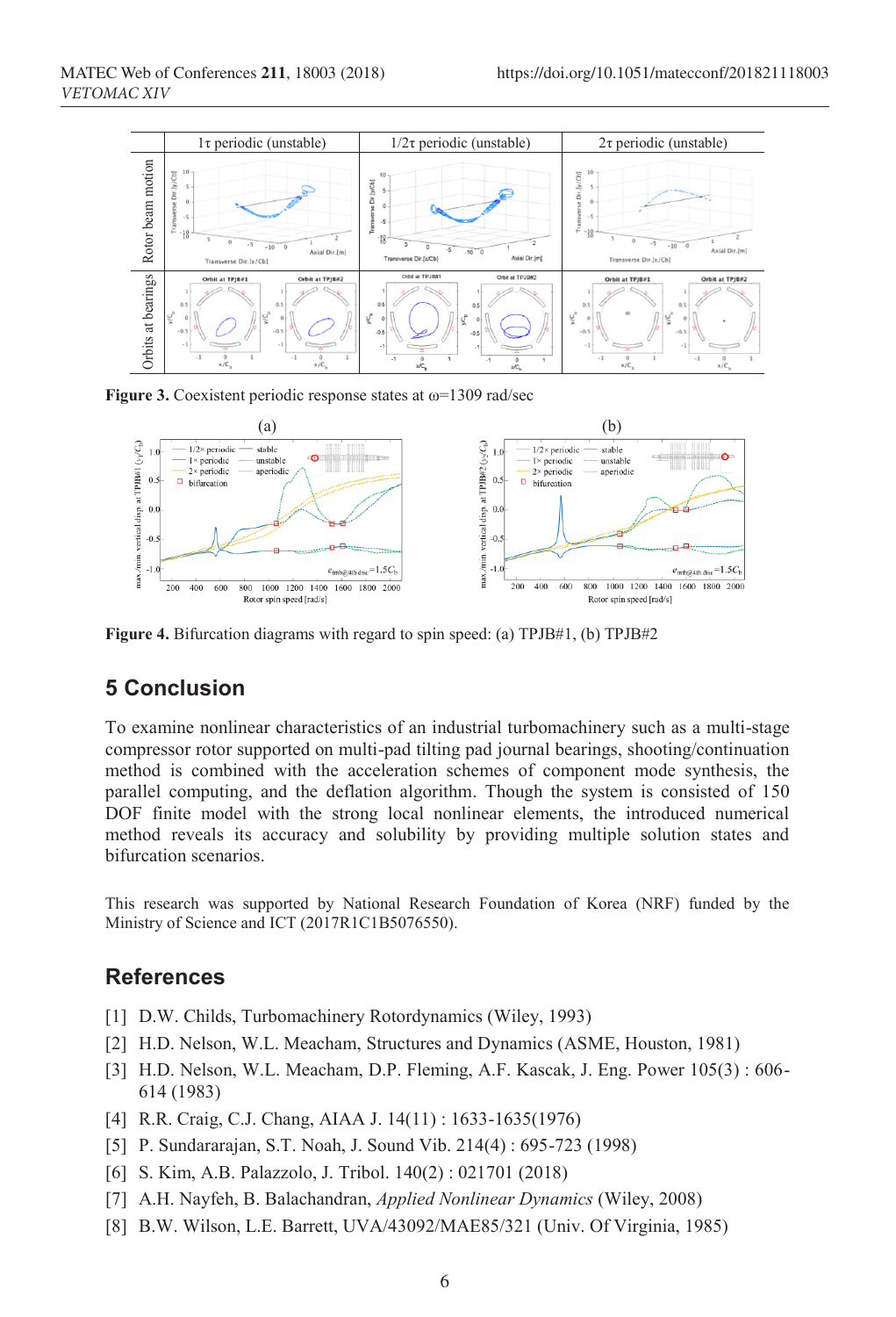Figure 3. Coexistent periodic response states at ω=1309 rad/sec

Figure 4. Bifurcation diagrams with regard to spin speed: (a) TPJB#1, (b) TPJB#2

## 5 Conclusion

To examine nonlinear characteristics of an industrial turbomachinery such as a multi-stage compressor rotor supported on multi-pad tilting pad journal bearings, shooting/continuation method is combined with the acceleration schemes of component mode synthesis, the parallel computing, and the deflation algorithm. Though the system is consisted of 150 DOF finite model with the strong local nonlinear elements, the introduced numerical method reveals its accuracy and solubility by providing multiple solution states and bifurcation scenarios.

This research was supported by National Research Foundation of Korea (NRF) funded by the Ministry of Science and ICT (2017R1C1B5076550).

## References

[1] D.W. Childs, Turbomachinery Rotordynamics (Wiley, 1993)

[2] H.D. Nelson, W.L. Meacham, Structures and Dynamics (ASME, Houston, 1981)

[3] H.D. Nelson, W.L. Meacham, D.P. Fleming, A.F. Kascak, J. Eng. Power 105(3) : 606-614 (1983)

[4] R.R. Craig, C.J. Chang, AIAA J. 14(11) : 1633-1635(1976)

[5] P. Sundararajan, S.T. Noah, J. Sound Vib. 214(4) : 695-723 (1998)

[6] S. Kim, A.B. Palazzolo, J. Tribol. 140(2) : 021701 (2018)

[7] A.H. Nayfeh, B. Balachandran, *Applied Nonlinear Dynamics* (Wiley, 2008)

[8] B.W. Wilson, L.E. Barrett, UVA/43092/MAE85/321 (Univ. Of Virginia, 1985)